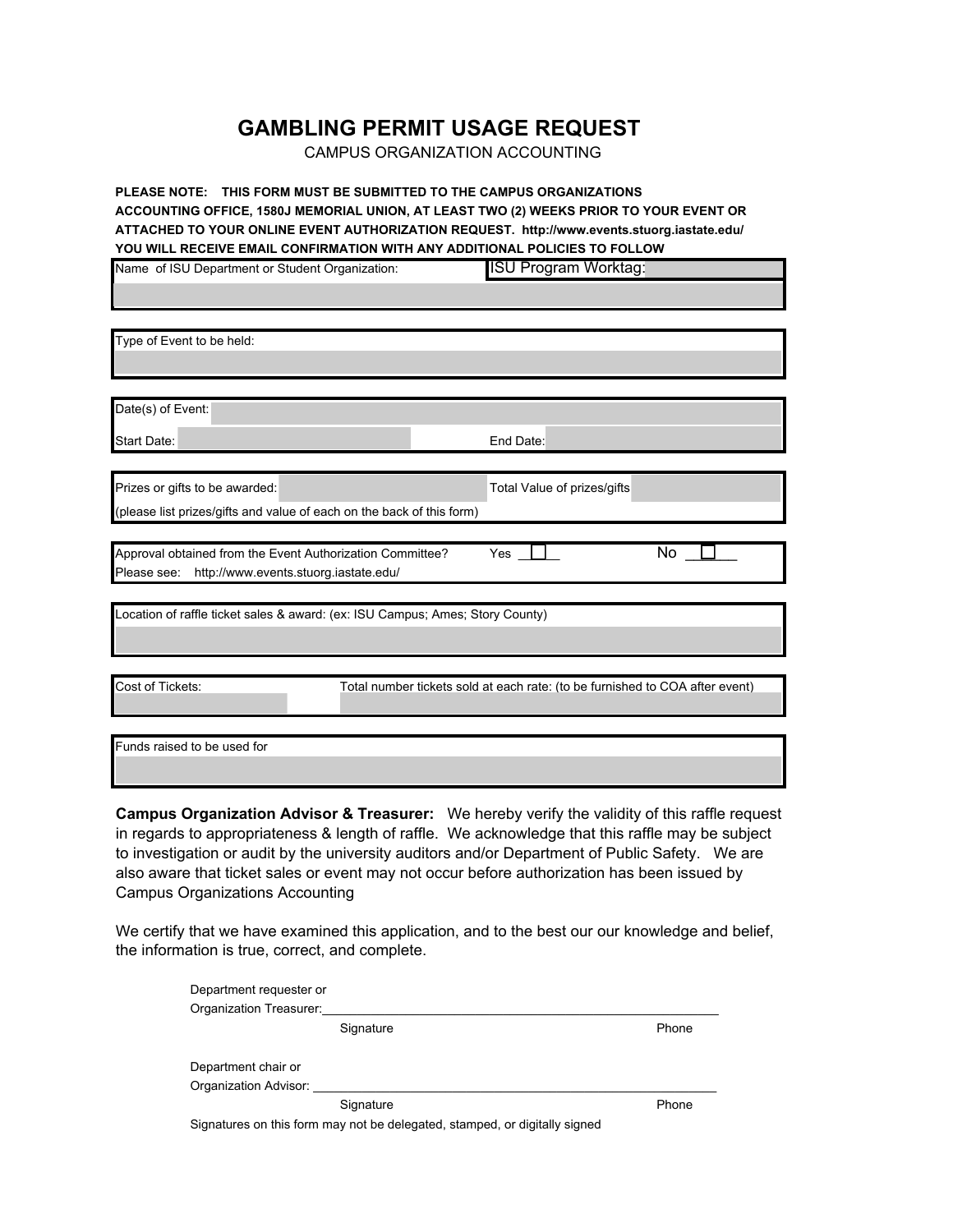# GAMBLING PERMIT USAGE REQUEST

CAMPUS ORGANIZATION ACCOUNTING

**PLEASE NOTE: THIS FORM MUST BE SUBMITTED TO THE CAMPUS ORGANIZATIONS ACCOUNTING OFFICE, 1580J MEMORIAL UNION, AT LEAST TWO (2) WEEKS PRIOR TO YOUR EVENT OR ATTACHED TO YOUR ONLINE EVENT AUTHORIZATION REQUEST. http://www.events.stuorg.iastate.edu/ YOU WILL RECEIVE EMAIL CONFIRMATION WITH ANY ADDITIONAL POLICIES TO FOLLOW**

Name of ISU Department or Student Organization: ISU Program Worktag:

Type of Event to be held:

Date(s) of Event:

Start Date: End Date:

Prizes or gifts to be awarded: Total Value of prizes/gifts

(please list prizes/gifts and value of each on the back of this form)

Approval obtained from the Event Authorization Committee? Yes ☐ No ☐

Please see: http://www.events.stuorg.iastate.edu/

Location of raffle ticket sales & award: (ex: ISU Campus; Ames; Story County)

Cost of Tickets: Total number tickets sold at each rate: (to be furnished to COA after event)

Funds raised to be used for

**Campus Organization Advisor & Treasurer:** We hereby verify the validity of this raffle request in regards to appropriateness & length of raffle. We acknowledge that this raffle may be subject to investigation or audit by the university auditors and/or Department of Public Safety. We are also aware that ticket sales or event may not occur before authorization has been issued by Campus Organizations Accounting

We certify that we have examined this application, and to the best our our knowledge and belief, the information is true, correct, and complete.

Department requester or
Organization Treasurer: ________________________________________

Signature Phone

Department chair or
Organization Advisor: ________________________________________

Signature Phone

Signatures on this form may not be delegated, stamped, or digitally signed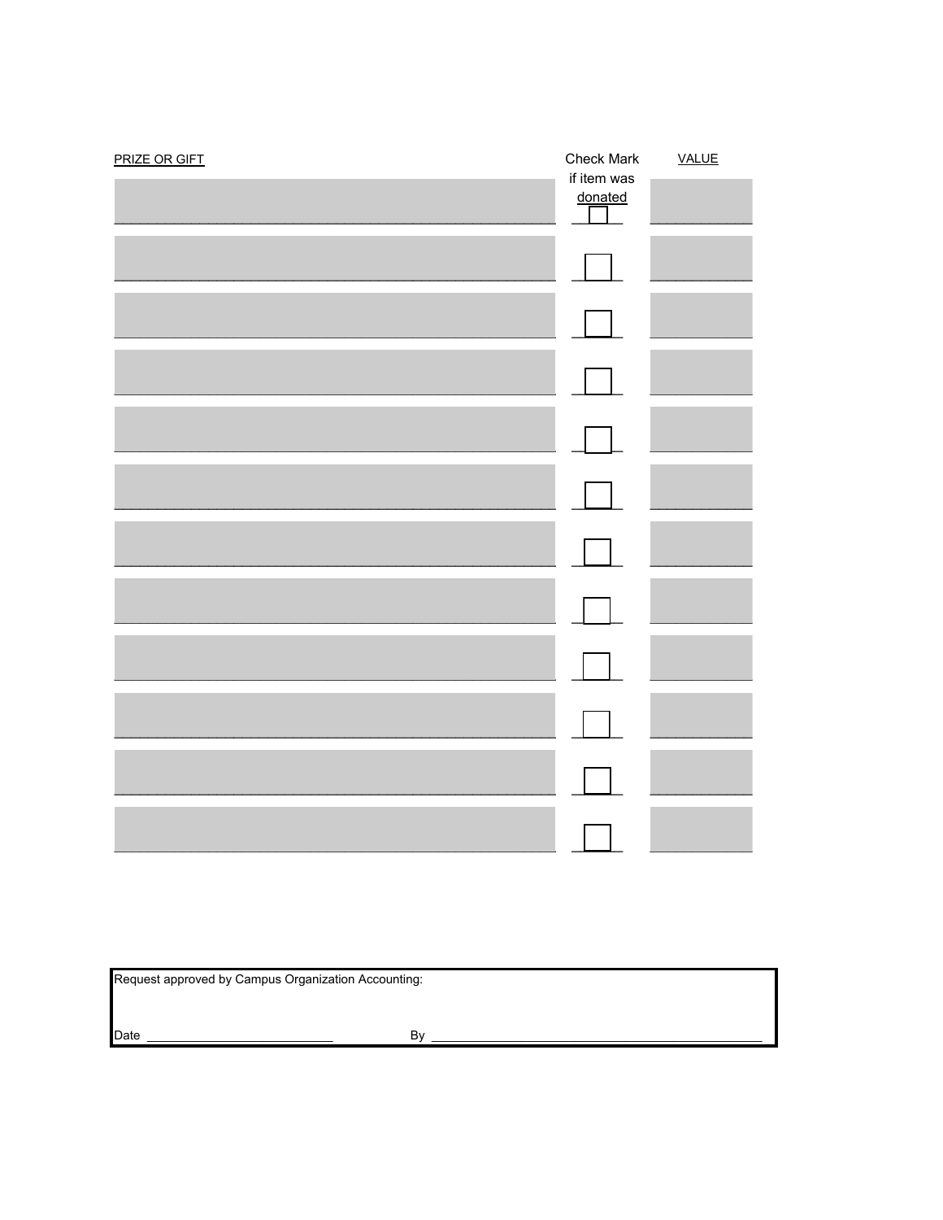| PRIZE OR GIFT | Check Mark if item was donated | VALUE |
| --- | --- | --- |
| | ☐ | |
| | ☐ | |
| | ☐ | |
| | ☐ | |
| | ☐ | |
| | ☐ | |
| | ☐ | |
| | ☐ | |
| | ☐ | |
| | ☐ | |
| | ☐ | |
| | ☐ | |

Request approved by Campus Organization Accounting:

Date ___________________________ By _______________________________________________